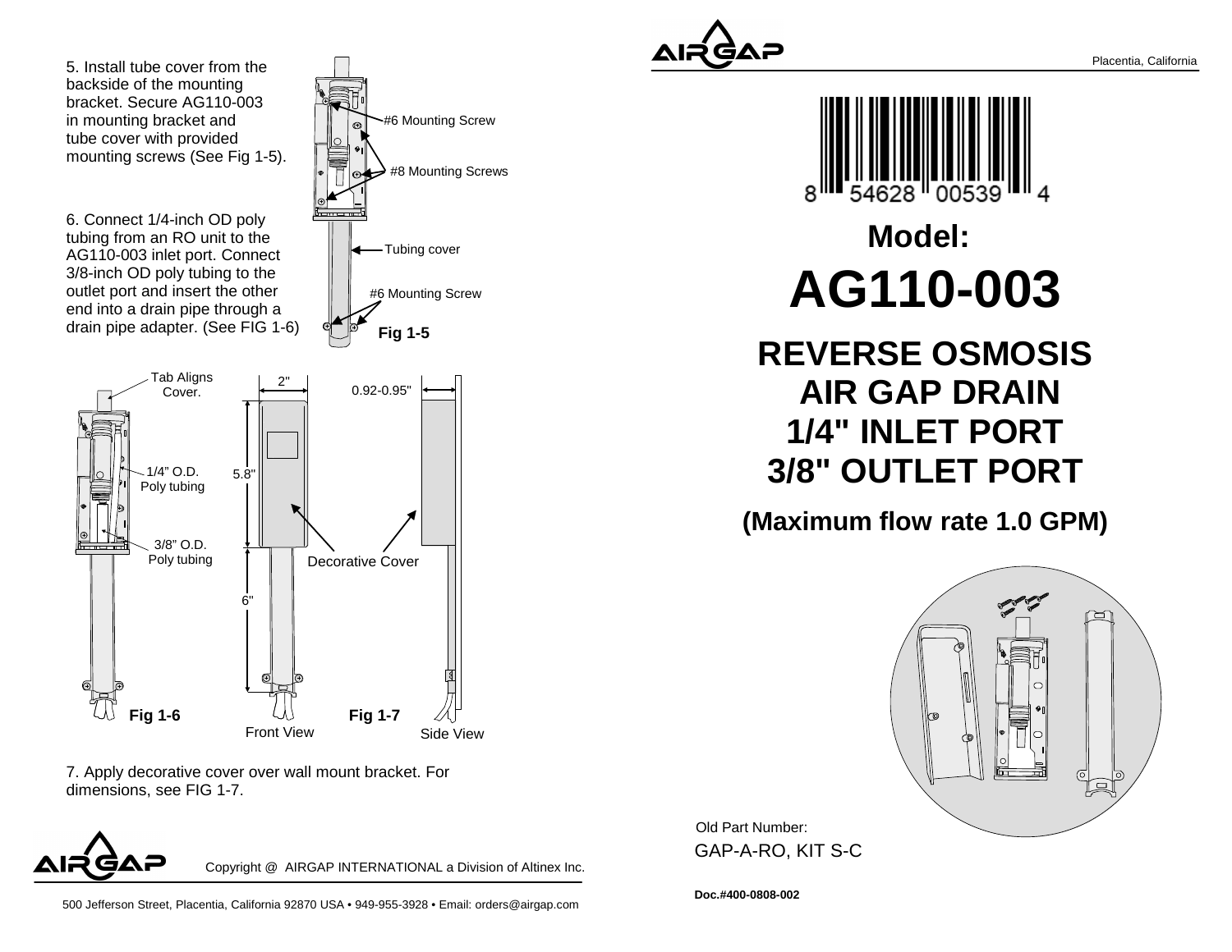5. Install tube cover from the backside of the mounting bracket. Secure AG110-003 in mounting bracket and tube cover with provided mounting screws (See Fig 1-5).

6. Connect 1/4-inch OD poly tubing from an RO unit to the AG110-003 inlet port. Connect 3/8-inch OD poly tubing to the outlet port and insert the other end into a drain pipe through a drain pipe adapter. (See FIG 1-6)

#6 Mounting Screw

#8 Mounting Screws

Tubing cover

#6 Mounting Screw

**Fig 1-5**

Tab Aligns Cover.

1/4" O.D. Poly tubing

3/8" O.D. Poly tubing

**Fig 1-6**

2"

0.92-0.95"

5.8"

6"

Decorative Cover

Front View

**Fig 1-7**

Side View

7. Apply decorative cover over wall mount bracket. For dimensions, see FIG 1-7.

Copyright @ AIRGAP INTERNATIONAL a Division of Altinex Inc.

500 Jefferson Street, Placentia, California 92870 USA • 949-955-3928 • Email: orders@airgap.com

Placentia, California

8 54628 00539 4

# Model:

# AG110-003

## REVERSE OSMOSIS AIR GAP DRAIN 1/4" INLET PORT 3/8" OUTLET PORT

**(Maximum flow rate 1.0 GPM)**

Old Part Number:
GAP-A-RO, KIT S-C

**Doc.#400-0808-002**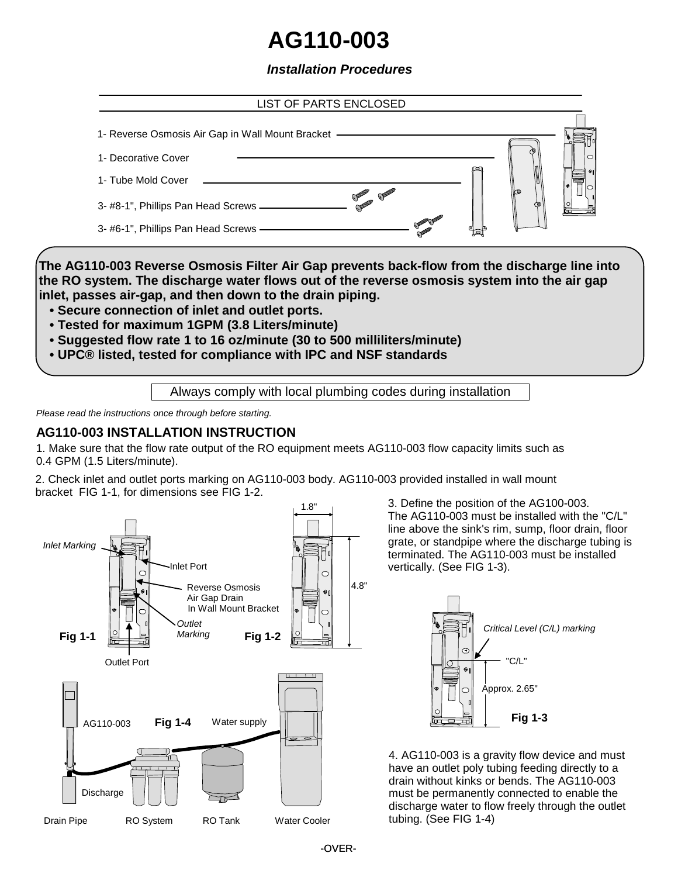# AG110-003

***Installation Procedures***

LIST OF PARTS ENCLOSED

1- Reverse Osmosis Air Gap in Wall Mount Bracket

1- Decorative Cover

1- Tube Mold Cover

3- #8-1", Phillips Pan Head Screws

3- #6-1", Phillips Pan Head Screws

**The AG110-003 Reverse Osmosis Filter Air Gap prevents back-flow from the discharge line into the RO system. The discharge water flows out of the reverse osmosis system into the air gap inlet, passes air-gap, and then down to the drain piping.**

- **Secure connection of inlet and outlet ports.**
- **Tested for maximum 1GPM (3.8 Liters/minute)**
- **Suggested flow rate 1 to 16 oz/minute (30 to 500 milliliters/minute)**
- **UPC® listed, tested for compliance with IPC and NSF standards**

Always comply with local plumbing codes during installation

*Please read the instructions once through before starting.*

## AG110-003 INSTALLATION INSTRUCTION

1. Make sure that the flow rate output of the RO equipment meets AG110-003 flow capacity limits such as 0.4 GPM (1.5 Liters/minute).

2. Check inlet and outlet ports marking on AG110-003 body. AG110-003 provided installed in wall mount bracket FIG 1-1, for dimensions see FIG 1-2.

*Inlet Marking*

Inlet Port

Reverse Osmosis Air Gap Drain In Wall Mount Bracket

*Outlet Marking*

Outlet Port

**Fig 1-1**

1.8"

4.8"

**Fig 1-2**

3. Define the position of the AG100-003. The AG110-003 must be installed with the "C/L" line above the sink's rim, sump, floor drain, floor grate, or standpipe where the discharge tubing is terminated. The AG110-003 must be installed vertically. (See FIG 1-3).

*Critical Level (C/L) marking*

"C/L"

Approx. 2.65"

**Fig 1-3**

AG110-003

**Fig 1-4**

Water supply

Discharge

Drain Pipe

RO System

RO Tank

Water Cooler

4. AG110-003 is a gravity flow device and must have an outlet poly tubing feeding directly to a drain without kinks or bends. The AG110-003 must be permanently connected to enable the discharge water to flow freely through the outlet tubing. (See FIG 1-4)

-OVER-